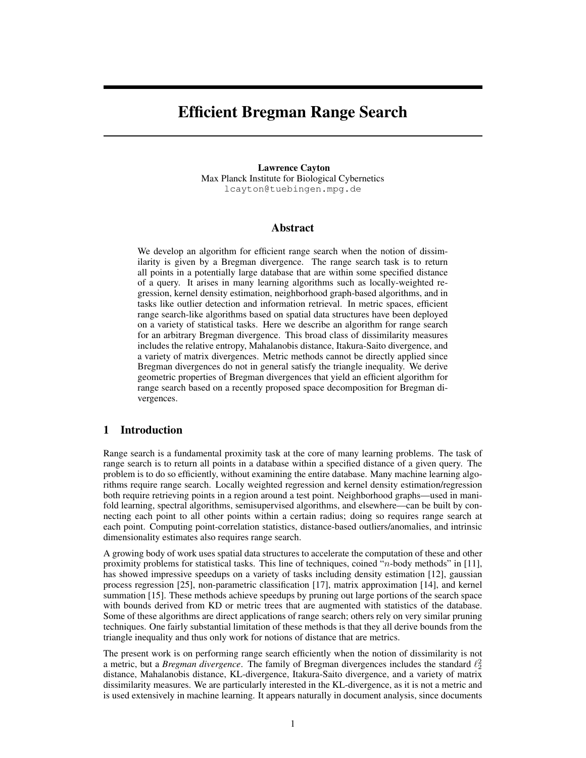# Efficient Bregman Range Search

**Lawrence Cayton**
Max Planck Institute for Biological Cybernetics
lcayton@tuebingen.mpg.de

## Abstract

We develop an algorithm for efficient range search when the notion of dissimilarity is given by a Bregman divergence. The range search task is to return all points in a potentially large database that are within some specified distance of a query. It arises in many learning algorithms such as locally-weighted regression, kernel density estimation, neighborhood graph-based algorithms, and in tasks like outlier detection and information retrieval. In metric spaces, efficient range search-like algorithms based on spatial data structures have been deployed on a variety of statistical tasks. Here we describe an algorithm for range search for an arbitrary Bregman divergence. This broad class of dissimilarity measures includes the relative entropy, Mahalanobis distance, Itakura-Saito divergence, and a variety of matrix divergences. Metric methods cannot be directly applied since Bregman divergences do not in general satisfy the triangle inequality. We derive geometric properties of Bregman divergences that yield an efficient algorithm for range search based on a recently proposed space decomposition for Bregman divergences.

## 1 Introduction

Range search is a fundamental proximity task at the core of many learning problems. The task of range search is to return all points in a database within a specified distance of a given query. The problem is to do so efficiently, without examining the entire database. Many machine learning algorithms require range search. Locally weighted regression and kernel density estimation/regression both require retrieving points in a region around a test point. Neighborhood graphs—used in manifold learning, spectral algorithms, semisupervised algorithms, and elsewhere—can be built by connecting each point to all other points within a certain radius; doing so requires range search at each point. Computing point-correlation statistics, distance-based outliers/anomalies, and intrinsic dimensionality estimates also requires range search.

A growing body of work uses spatial data structures to accelerate the computation of these and other proximity problems for statistical tasks. This line of techniques, coined "$n$-body methods" in [11], has showed impressive speedups on a variety of tasks including density estimation [12], gaussian process regression [25], non-parametric classification [17], matrix approximation [14], and kernel summation [15]. These methods achieve speedups by pruning out large portions of the search space with bounds derived from KD or metric trees that are augmented with statistics of the database. Some of these algorithms are direct applications of range search; others rely on very similar pruning techniques. One fairly substantial limitation of these methods is that they all derive bounds from the triangle inequality and thus only work for notions of distance that are metrics.

The present work is on performing range search efficiently when the notion of dissimilarity is not a metric, but a *Bregman divergence*. The family of Bregman divergences includes the standard $\ell_2^2$ distance, Mahalanobis distance, KL-divergence, Itakura-Saito divergence, and a variety of matrix dissimilarity measures. We are particularly interested in the KL-divergence, as it is not a metric and is used extensively in machine learning. It appears naturally in document analysis, since documents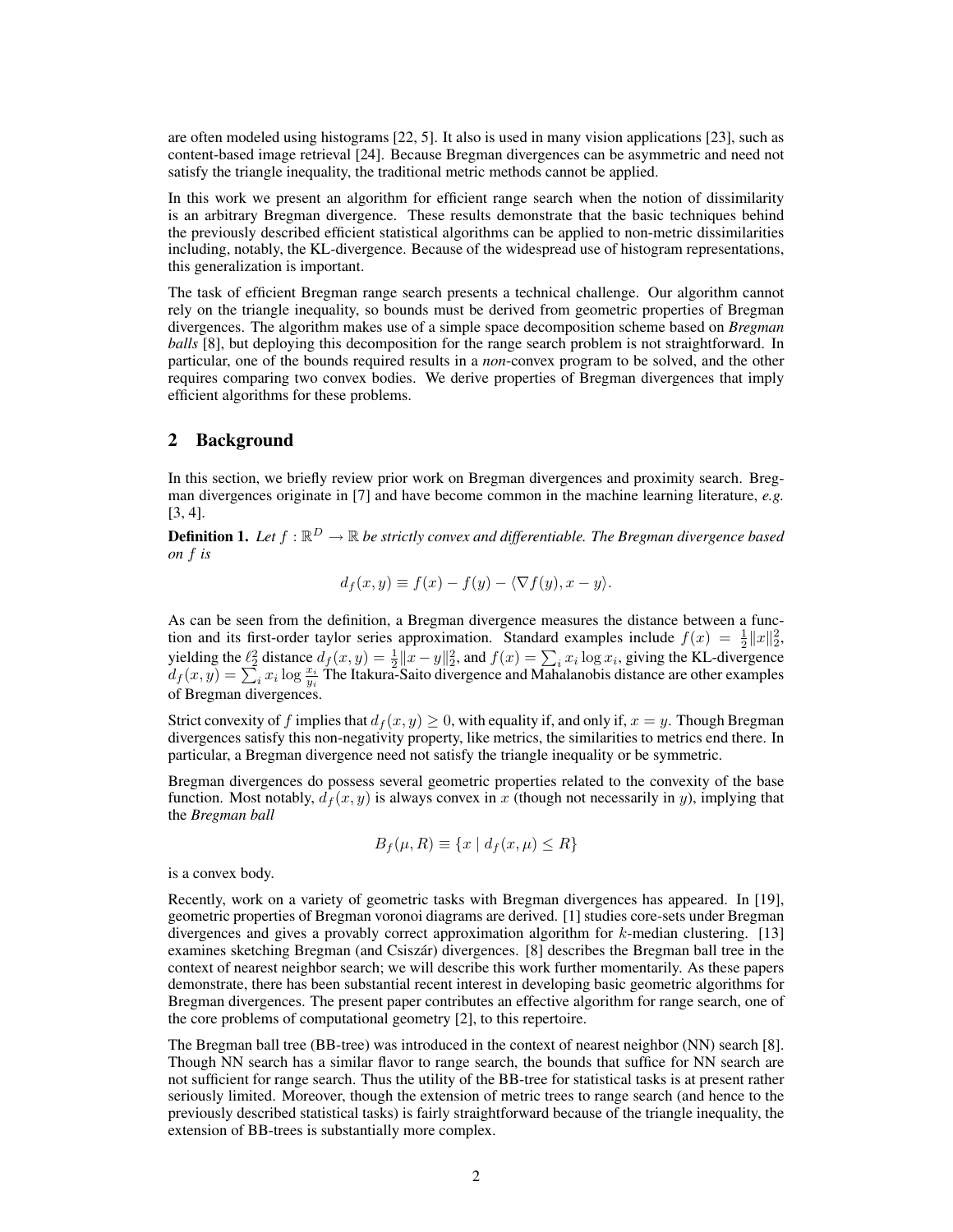are often modeled using histograms [22, 5]. It also is used in many vision applications [23], such as content-based image retrieval [24]. Because Bregman divergences can be asymmetric and need not satisfy the triangle inequality, the traditional metric methods cannot be applied.

In this work we present an algorithm for efficient range search when the notion of dissimilarity is an arbitrary Bregman divergence. These results demonstrate that the basic techniques behind the previously described efficient statistical algorithms can be applied to non-metric dissimilarities including, notably, the KL-divergence. Because of the widespread use of histogram representations, this generalization is important.

The task of efficient Bregman range search presents a technical challenge. Our algorithm cannot rely on the triangle inequality, so bounds must be derived from geometric properties of Bregman divergences. The algorithm makes use of a simple space decomposition scheme based on *Bregman balls* [8], but deploying this decomposition for the range search problem is not straightforward. In particular, one of the bounds required results in a *non*-convex program to be solved, and the other requires comparing two convex bodies. We derive properties of Bregman divergences that imply efficient algorithms for these problems.

## 2 Background

In this section, we briefly review prior work on Bregman divergences and proximity search. Bregman divergences originate in [7] and have become common in the machine learning literature, *e.g.* [3, 4].

**Definition 1.** *Let $f : \mathbb{R}^D \to \mathbb{R}$ be strictly convex and differentiable. The Bregman divergence based on $f$ is*

$$d_f(x, y) \equiv f(x) - f(y) - \langle \nabla f(y), x - y \rangle.$$

As can be seen from the definition, a Bregman divergence measures the distance between a function and its first-order taylor series approximation. Standard examples include $f(x) = \frac{1}{2}\|x\|_2^2$, yielding the $\ell_2^2$ distance $d_f(x, y) = \frac{1}{2}\|x - y\|_2^2$, and $f(x) = \sum_i x_i \log x_i$, giving the KL-divergence $d_f(x, y) = \sum_i x_i \log \frac{x_i}{y_i}$. The Itakura-Saito divergence and Mahalanobis distance are other examples of Bregman divergences.

Strict convexity of $f$ implies that $d_f(x, y) \geq 0$, with equality if, and only if, $x = y$. Though Bregman divergences satisfy this non-negativity property, like metrics, the similarities to metrics end there. In particular, a Bregman divergence need not satisfy the triangle inequality or be symmetric.

Bregman divergences do possess several geometric properties related to the convexity of the base function. Most notably, $d_f(x, y)$ is always convex in $x$ (though not necessarily in $y$), implying that the *Bregman ball*

$$B_f(\mu, R) \equiv \{x \mid d_f(x, \mu) \leq R\}$$

is a convex body.

Recently, work on a variety of geometric tasks with Bregman divergences has appeared. In [19], geometric properties of Bregman voronoi diagrams are derived. [1] studies core-sets under Bregman divergences and gives a provably correct approximation algorithm for $k$-median clustering. [13] examines sketching Bregman (and Csiszár) divergences. [8] describes the Bregman ball tree in the context of nearest neighbor search; we will describe this work further momentarily. As these papers demonstrate, there has been substantial recent interest in developing basic geometric algorithms for Bregman divergences. The present paper contributes an effective algorithm for range search, one of the core problems of computational geometry [2], to this repertoire.

The Bregman ball tree (BB-tree) was introduced in the context of nearest neighbor (NN) search [8]. Though NN search has a similar flavor to range search, the bounds that suffice for NN search are not sufficient for range search. Thus the utility of the BB-tree for statistical tasks is at present rather seriously limited. Moreover, though the extension of metric trees to range search (and hence to the previously described statistical tasks) is fairly straightforward because of the triangle inequality, the extension of BB-trees is substantially more complex.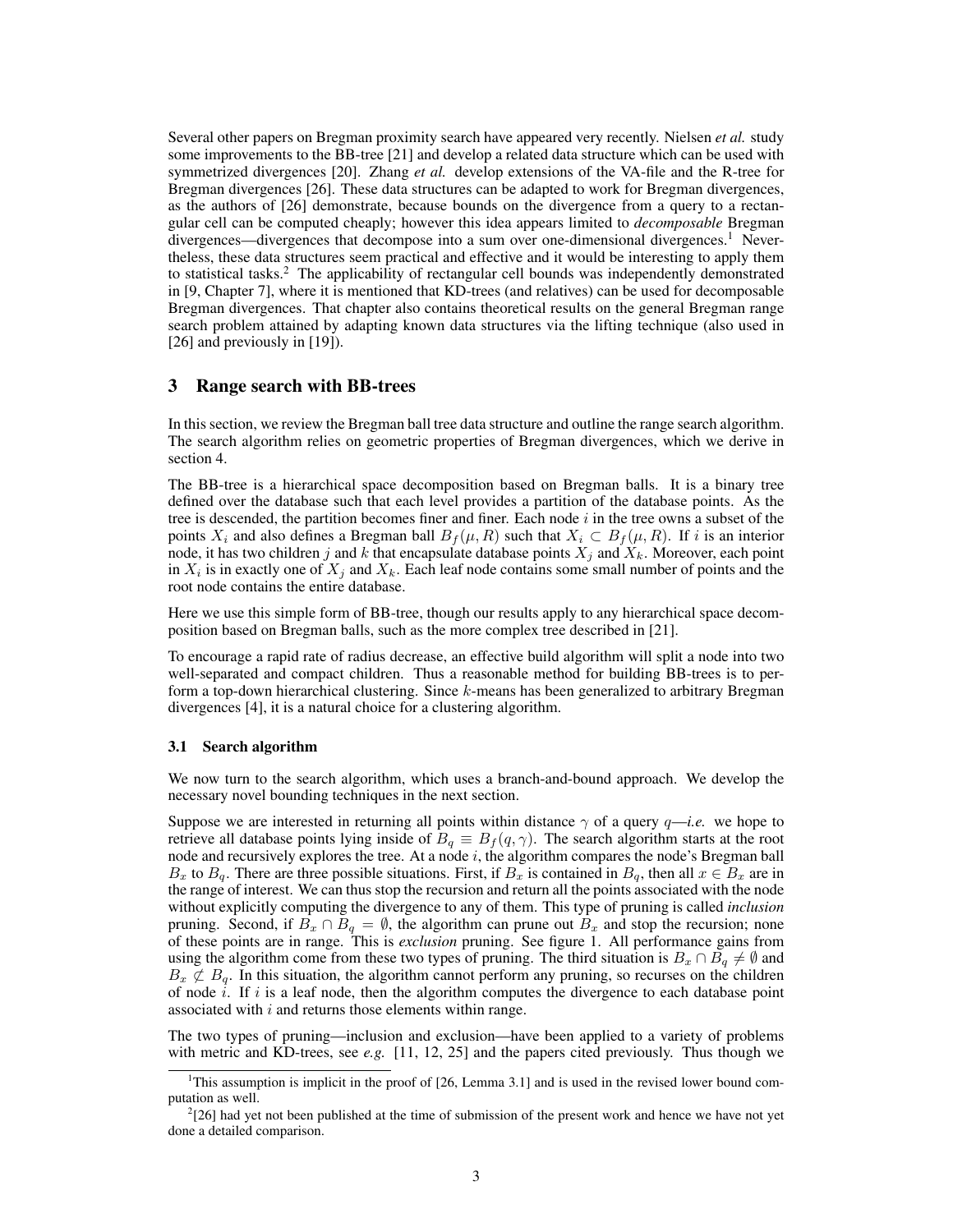Several other papers on Bregman proximity search have appeared very recently. Nielsen *et al.* study some improvements to the BB-tree [21] and develop a related data structure which can be used with symmetrized divergences [20]. Zhang *et al.* develop extensions of the VA-file and the R-tree for Bregman divergences [26]. These data structures can be adapted to work for Bregman divergences, as the authors of [26] demonstrate, because bounds on the divergence from a query to a rectangular cell can be computed cheaply; however this idea appears limited to *decomposable* Bregman divergences—divergences that decompose into a sum over one-dimensional divergences.[1] Nevertheless, these data structures seem practical and effective and it would be interesting to apply them to statistical tasks.[2] The applicability of rectangular cell bounds was independently demonstrated in [9, Chapter 7], where it is mentioned that KD-trees (and relatives) can be used for decomposable Bregman divergences. That chapter also contains theoretical results on the general Bregman range search problem attained by adapting known data structures via the lifting technique (also used in [26] and previously in [19]).

## 3 Range search with BB-trees

In this section, we review the Bregman ball tree data structure and outline the range search algorithm. The search algorithm relies on geometric properties of Bregman divergences, which we derive in section 4.

The BB-tree is a hierarchical space decomposition based on Bregman balls. It is a binary tree defined over the database such that each level provides a partition of the database points. As the tree is descended, the partition becomes finer and finer. Each node $i$ in the tree owns a subset of the points $X_i$ and also defines a Bregman ball $B_f(\mu, R)$ such that $X_i \subset B_f(\mu, R)$. If $i$ is an interior node, it has two children $j$ and $k$ that encapsulate database points $X_j$ and $X_k$. Moreover, each point in $X_i$ is in exactly one of $X_j$ and $X_k$. Each leaf node contains some small number of points and the root node contains the entire database.

Here we use this simple form of BB-tree, though our results apply to any hierarchical space decomposition based on Bregman balls, such as the more complex tree described in [21].

To encourage a rapid rate of radius decrease, an effective build algorithm will split a node into two well-separated and compact children. Thus a reasonable method for building BB-trees is to perform a top-down hierarchical clustering. Since $k$-means has been generalized to arbitrary Bregman divergences [4], it is a natural choice for a clustering algorithm.

### 3.1 Search algorithm

We now turn to the search algorithm, which uses a branch-and-bound approach. We develop the necessary novel bounding techniques in the next section.

Suppose we are interested in returning all points within distance $\gamma$ of a query $q$—*i.e.* we hope to retrieve all database points lying inside of $B_q \equiv B_f(q, \gamma)$. The search algorithm starts at the root node and recursively explores the tree. At a node $i$, the algorithm compares the node's Bregman ball $B_x$ to $B_q$. There are three possible situations. First, if $B_x$ is contained in $B_q$, then all $x \in B_x$ are in the range of interest. We can thus stop the recursion and return all the points associated with the node without explicitly computing the divergence to any of them. This type of pruning is called *inclusion* pruning. Second, if $B_x \cap B_q = \emptyset$, the algorithm can prune out $B_x$ and stop the recursion; none of these points are in range. This is *exclusion* pruning. See figure 1. All performance gains from using the algorithm come from these two types of pruning. The third situation is $B_x \cap B_q \neq \emptyset$ and $B_x \not\subset B_q$. In this situation, the algorithm cannot perform any pruning, so recurses on the children of node $i$. If $i$ is a leaf node, then the algorithm computes the divergence to each database point associated with $i$ and returns those elements within range.

The two types of pruning—inclusion and exclusion—have been applied to a variety of problems with metric and KD-trees, see *e.g.* [11, 12, 25] and the papers cited previously. Thus though we

[1] This assumption is implicit in the proof of [26, Lemma 3.1] and is used in the revised lower bound computation as well.

[2] [26] had yet not been published at the time of submission of the present work and hence we have not yet done a detailed comparison.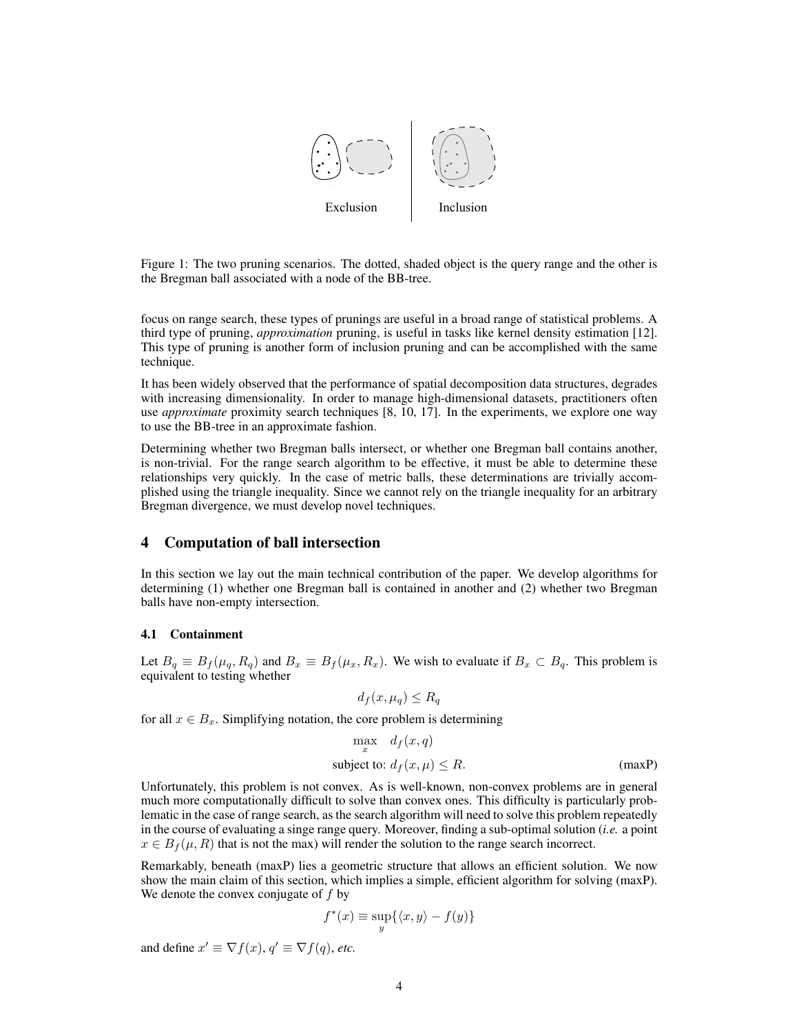Exclusion | Inclusion

Figure 1: The two pruning scenarios. The dotted, shaded object is the query range and the other is the Bregman ball associated with a node of the BB-tree.

focus on range search, these types of prunings are useful in a broad range of statistical problems. A third type of pruning, *approximation* pruning, is useful in tasks like kernel density estimation [12]. This type of pruning is another form of inclusion pruning and can be accomplished with the same technique.

It has been widely observed that the performance of spatial decomposition data structures, degrades with increasing dimensionality. In order to manage high-dimensional datasets, practitioners often use *approximate* proximity search techniques [8, 10, 17]. In the experiments, we explore one way to use the BB-tree in an approximate fashion.

Determining whether two Bregman balls intersect, or whether one Bregman ball contains another, is non-trivial. For the range search algorithm to be effective, it must be able to determine these relationships very quickly. In the case of metric balls, these determinations are trivially accomplished using the triangle inequality. Since we cannot rely on the triangle inequality for an arbitrary Bregman divergence, we must develop novel techniques.

## 4 Computation of ball intersection

In this section we lay out the main technical contribution of the paper. We develop algorithms for determining (1) whether one Bregman ball is contained in another and (2) whether two Bregman balls have non-empty intersection.

### 4.1 Containment

Let $B_q \equiv B_f(\mu_q, R_q)$ and $B_x \equiv B_f(\mu_x, R_x)$. We wish to evaluate if $B_x \subset B_q$. This problem is equivalent to testing whether

$$d_f(x, \mu_q) \leq R_q$$

for all $x \in B_x$. Simplifying notation, the core problem is determining

$$\max_x \quad d_f(x, q)$$
$$\text{subject to: } d_f(x, \mu) \leq R. \qquad \text{(maxP)}$$

Unfortunately, this problem is not convex. As is well-known, non-convex problems are in general much more computationally difficult to solve than convex ones. This difficulty is particularly problematic in the case of range search, as the search algorithm will need to solve this problem repeatedly in the course of evaluating a singe range query. Moreover, finding a sub-optimal solution (*i.e.* a point $x \in B_f(\mu, R)$ that is not the max) will render the solution to the range search incorrect.

Remarkably, beneath (maxP) lies a geometric structure that allows an efficient solution. We now show the main claim of this section, which implies a simple, efficient algorithm for solving (maxP). We denote the convex conjugate of $f$ by

$$f^*(x) \equiv \sup_y \{\langle x, y \rangle - f(y)\}$$

and define $x' \equiv \nabla f(x)$, $q' \equiv \nabla f(q)$, *etc.*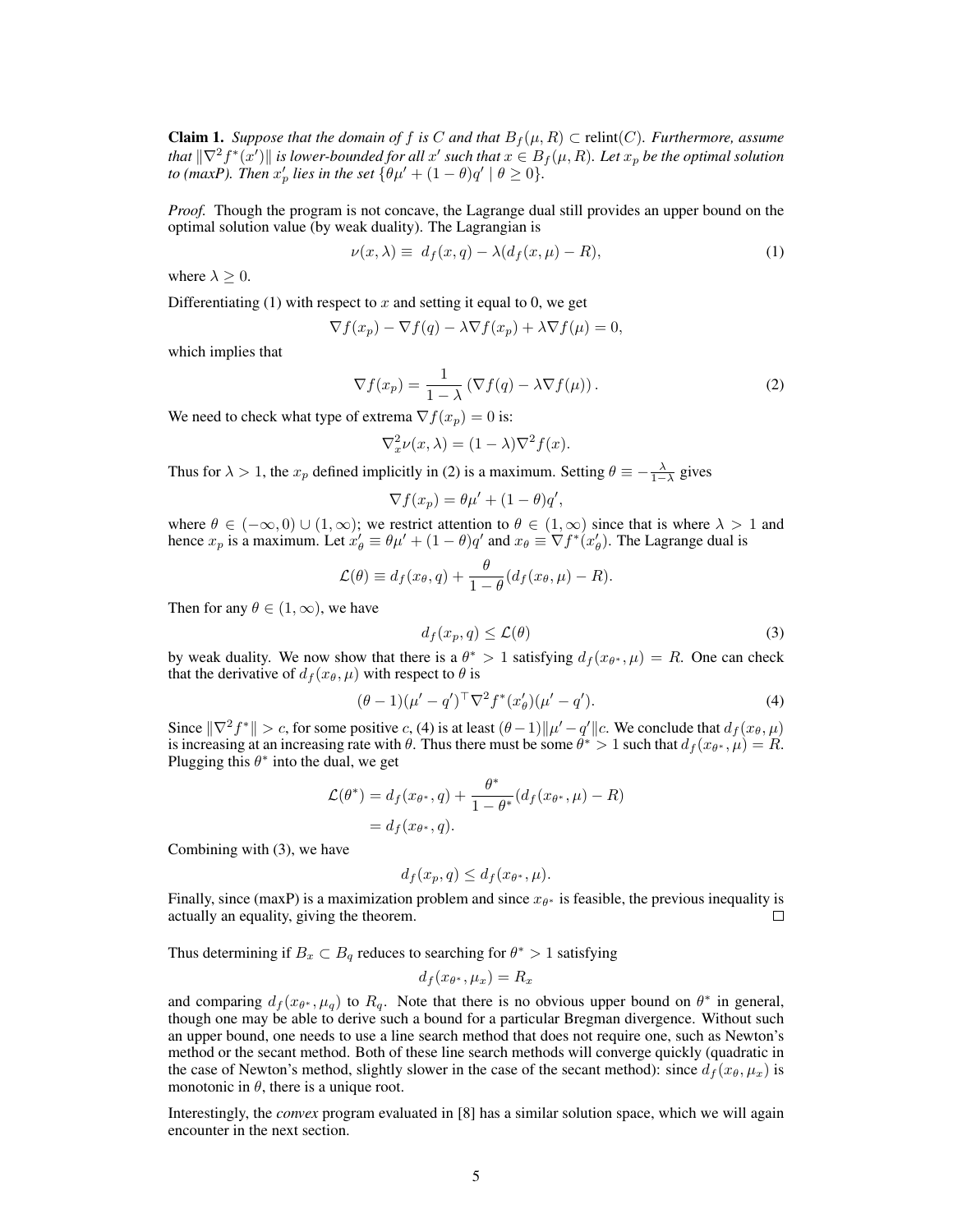**Claim 1.** *Suppose that the domain of $f$ is $C$ and that $B_f(\mu, R) \subset \text{relint}(C)$. Furthermore, assume that $\|\nabla^2 f^*(x')\|$ is lower-bounded for all $x'$ such that $x \in B_f(\mu, R)$. Let $x_p$ be the optimal solution to (maxP). Then $x_p'$ lies in the set $\{\theta\mu' + (1-\theta)q' \mid \theta \geq 0\}$.*

*Proof.* Though the program is not concave, the Lagrange dual still provides an upper bound on the optimal solution value (by weak duality). The Lagrangian is

$$\nu(x, \lambda) \equiv d_f(x, q) - \lambda(d_f(x, \mu) - R), \tag{1}$$

where $\lambda \geq 0$.

Differentiating (1) with respect to $x$ and setting it equal to 0, we get

$$\nabla f(x_p) - \nabla f(q) - \lambda \nabla f(x_p) + \lambda \nabla f(\mu) = 0,$$

which implies that

$$\nabla f(x_p) = \frac{1}{1-\lambda}\left(\nabla f(q) - \lambda \nabla f(\mu)\right). \tag{2}$$

We need to check what type of extrema $\nabla f(x_p) = 0$ is:

$$\nabla_x^2 \nu(x, \lambda) = (1-\lambda)\nabla^2 f(x).$$

Thus for $\lambda > 1$, the $x_p$ defined implicitly in (2) is a maximum. Setting $\theta \equiv -\frac{\lambda}{1-\lambda}$ gives

$$\nabla f(x_p) = \theta\mu' + (1-\theta)q',$$

where $\theta \in (-\infty, 0) \cup (1, \infty)$; we restrict attention to $\theta \in (1, \infty)$ since that is where $\lambda > 1$ and hence $x_p$ is a maximum. Let $x_\theta' \equiv \theta\mu' + (1-\theta)q'$ and $x_\theta \equiv \nabla f^*(x_\theta')$. The Lagrange dual is

$$\mathcal{L}(\theta) \equiv d_f(x_\theta, q) + \frac{\theta}{1-\theta}(d_f(x_\theta, \mu) - R).$$

Then for any $\theta \in (1, \infty)$, we have

$$d_f(x_p, q) \leq \mathcal{L}(\theta) \tag{3}$$

by weak duality. We now show that there is a $\theta^* > 1$ satisfying $d_f(x_{\theta^*}, \mu) = R$. One can check that the derivative of $d_f(x_\theta, \mu)$ with respect to $\theta$ is

$$(\theta - 1)(\mu' - q')^\top \nabla^2 f^*(x_\theta')(\mu' - q'). \tag{4}$$

Since $\|\nabla^2 f^*\| > c$, for some positive $c$, (4) is at least $(\theta - 1)\|\mu' - q'\|c$. We conclude that $d_f(x_\theta, \mu)$ is increasing at an increasing rate with $\theta$. Thus there must be some $\theta^* > 1$ such that $d_f(x_{\theta^*}, \mu) = R$. Plugging this $\theta^*$ into the dual, we get

$$\begin{aligned}
\mathcal{L}(\theta^*) &= d_f(x_{\theta^*}, q) + \frac{\theta^*}{1-\theta^*}(d_f(x_{\theta^*}, \mu) - R) \\
&= d_f(x_{\theta^*}, q).
\end{aligned}$$

Combining with (3), we have

$$d_f(x_p, q) \leq d_f(x_{\theta^*}, \mu).$$

Finally, since (maxP) is a maximization problem and since $x_{\theta^*}$ is feasible, the previous inequality is actually an equality, giving the theorem. $\square$

Thus determining if $B_x \subset B_q$ reduces to searching for $\theta^* > 1$ satisfying

$$d_f(x_{\theta^*}, \mu_x) = R_x$$

and comparing $d_f(x_{\theta^*}, \mu_q)$ to $R_q$. Note that there is no obvious upper bound on $\theta^*$ in general, though one may be able to derive such a bound for a particular Bregman divergence. Without such an upper bound, one needs to use a line search method that does not require one, such as Newton's method or the secant method. Both of these line search methods will converge quickly (quadratic in the case of Newton's method, slightly slower in the case of the secant method): since $d_f(x_\theta, \mu_x)$ is monotonic in $\theta$, there is a unique root.

Interestingly, the *convex* program evaluated in [8] has a similar solution space, which we will again encounter in the next section.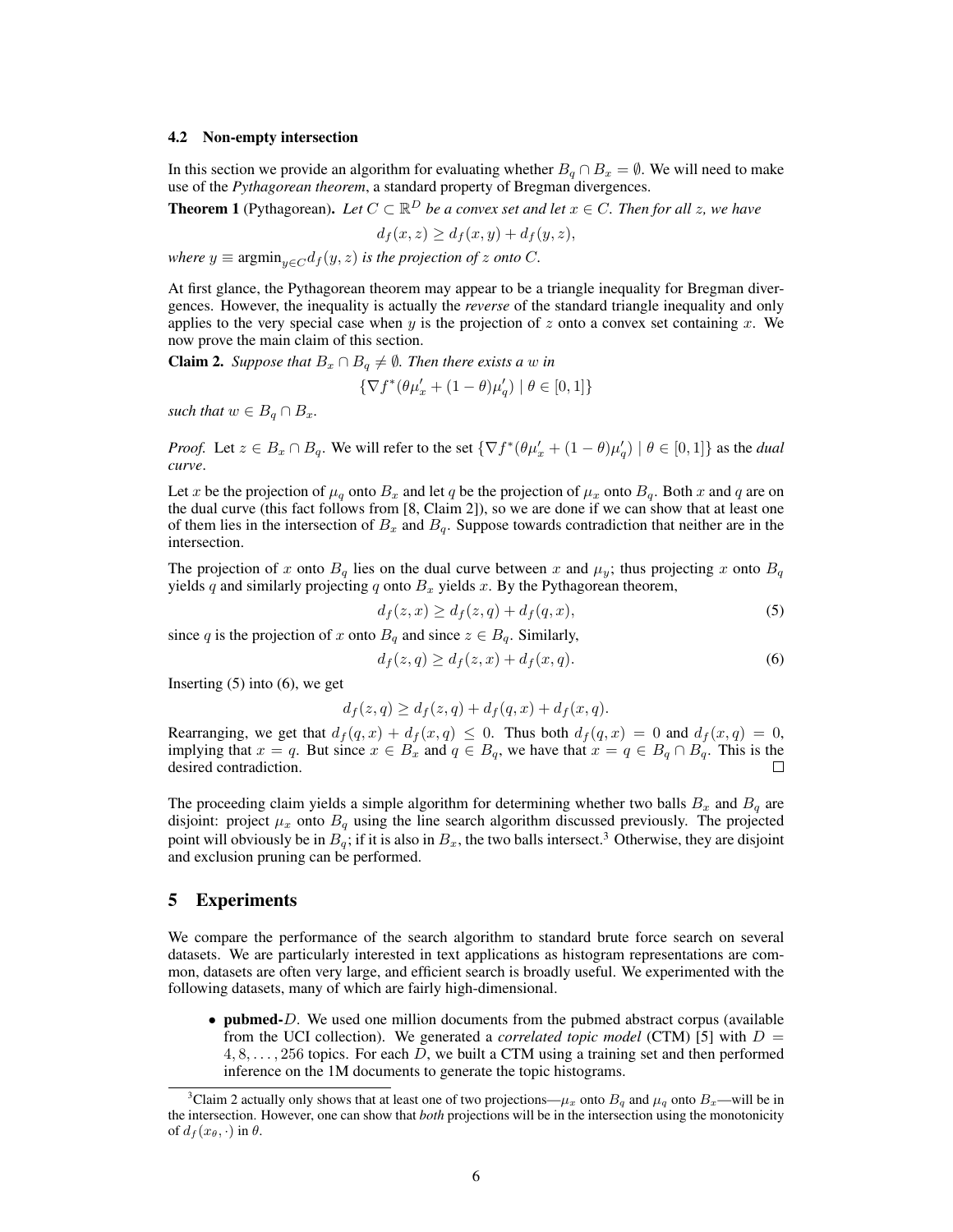### 4.2 Non-empty intersection

In this section we provide an algorithm for evaluating whether $B_q \cap B_x = \emptyset$. We will need to make use of the *Pythagorean theorem*, a standard property of Bregman divergences.

**Theorem 1** (Pythagorean). *Let $C \subset \mathbb{R}^D$ be a convex set and let $x \in C$. Then for all $z$, we have*

$$d_f(x, z) \geq d_f(x, y) + d_f(y, z),$$

*where $y \equiv \operatorname{argmin}_{y \in C} d_f(y, z)$ is the projection of $z$ onto $C$.*

At first glance, the Pythagorean theorem may appear to be a triangle inequality for Bregman divergences. However, the inequality is actually the *reverse* of the standard triangle inequality and only applies to the very special case when $y$ is the projection of $z$ onto a convex set containing $x$. We now prove the main claim of this section.

**Claim 2.** *Suppose that $B_x \cap B_q \neq \emptyset$. Then there exists a $w$ in*

$$\{\nabla f^*(\theta \mu'_x + (1-\theta)\mu'_q) \mid \theta \in [0, 1]\}$$

*such that $w \in B_q \cap B_x$.*

*Proof.* Let $z \in B_x \cap B_q$. We will refer to the set $\{\nabla f^*(\theta \mu'_x + (1-\theta)\mu'_q) \mid \theta \in [0, 1]\}$ as the *dual curve*.

Let $x$ be the projection of $\mu_q$ onto $B_x$ and let $q$ be the projection of $\mu_x$ onto $B_q$. Both $x$ and $q$ are on the dual curve (this fact follows from [8, Claim 2]), so we are done if we can show that at least one of them lies in the intersection of $B_x$ and $B_q$. Suppose towards contradiction that neither are in the intersection.

The projection of $x$ onto $B_q$ lies on the dual curve between $x$ and $\mu_y$; thus projecting $x$ onto $B_q$ yields $q$ and similarly projecting $q$ onto $B_x$ yields $x$. By the Pythagorean theorem,

$$d_f(z, x) \geq d_f(z, q) + d_f(q, x), \tag{5}$$

since $q$ is the projection of $x$ onto $B_q$ and since $z \in B_q$. Similarly,

$$d_f(z, q) \geq d_f(z, x) + d_f(x, q). \tag{6}$$

Inserting (5) into (6), we get

$$d_f(z, q) \geq d_f(z, q) + d_f(q, x) + d_f(x, q).$$

Rearranging, we get that $d_f(q, x) + d_f(x, q) \leq 0$. Thus both $d_f(q, x) = 0$ and $d_f(x, q) = 0$, implying that $x = q$. But since $x \in B_x$ and $q \in B_q$, we have that $x = q \in B_q \cap B_q$. This is the desired contradiction. ∎

The proceeding claim yields a simple algorithm for determining whether two balls $B_x$ and $B_q$ are disjoint: project $\mu_x$ onto $B_q$ using the line search algorithm discussed previously. The projected point will obviously be in $B_q$; if it is also in $B_x$, the two balls intersect.[3] Otherwise, they are disjoint and exclusion pruning can be performed.

## 5 Experiments

We compare the performance of the search algorithm to standard brute force search on several datasets. We are particularly interested in text applications as histogram representations are common, datasets are often very large, and efficient search is broadly useful. We experimented with the following datasets, many of which are fairly high-dimensional.

- **pubmed-$D$**. We used one million documents from the pubmed abstract corpus (available from the UCI collection). We generated a *correlated topic model* (CTM) [5] with $D = 4, 8, \ldots, 256$ topics. For each $D$, we built a CTM using a training set and then performed inference on the 1M documents to generate the topic histograms.

[3] Claim 2 actually only shows that at least one of two projections—$\mu_x$ onto $B_q$ and $\mu_q$ onto $B_x$—will be in the intersection. However, one can show that *both* projections will be in the intersection using the monotonicity of $d_f(x_\theta, \cdot)$ in $\theta$.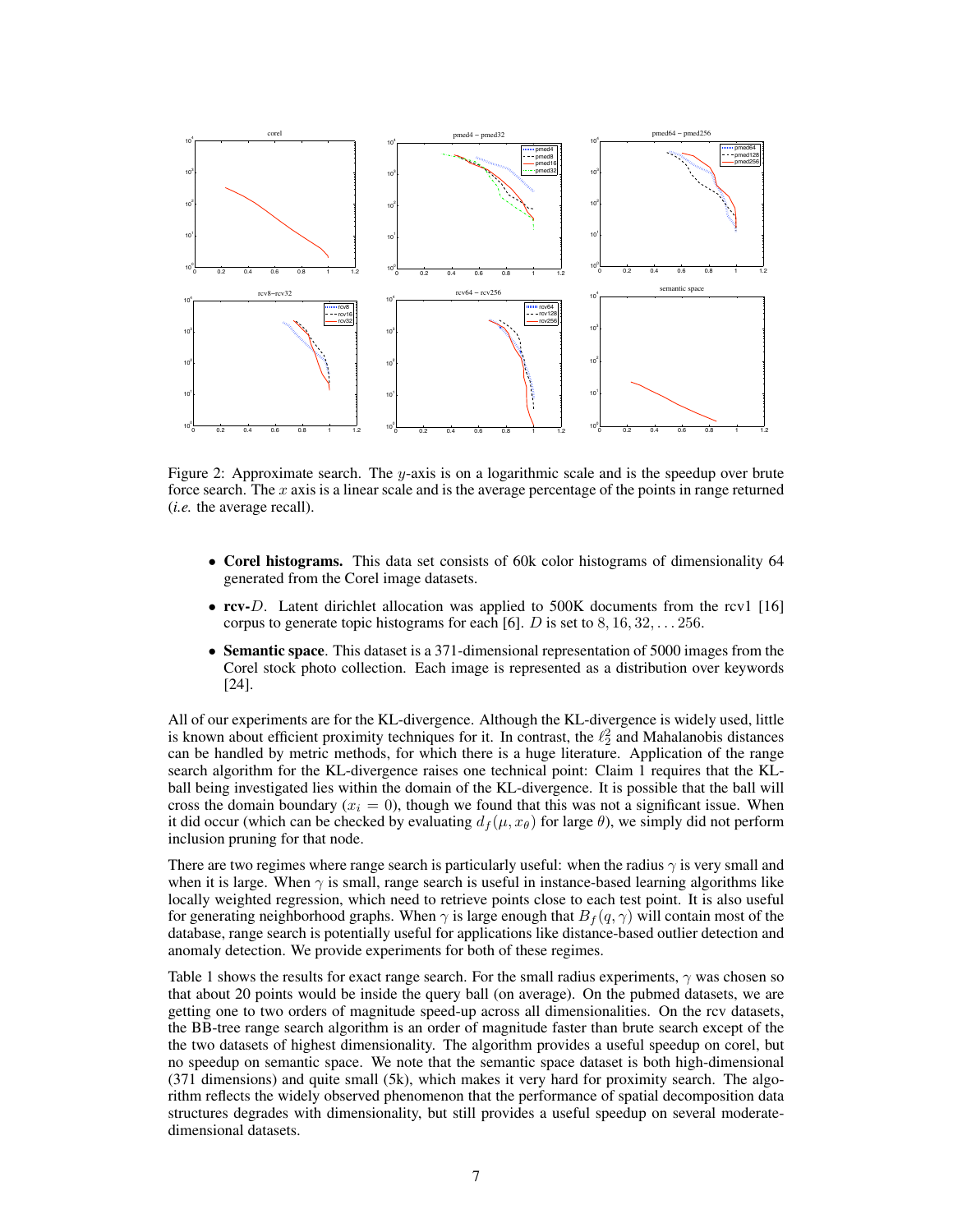Figure 2: Approximate search. The $y$-axis is on a logarithmic scale and is the speedup over brute force search. The $x$ axis is a linear scale and is the average percentage of the points in range returned (*i.e.* the average recall).

- **Corel histograms.** This data set consists of 60k color histograms of dimensionality 64 generated from the Corel image datasets.
- **rcv-$D$.** Latent dirichlet allocation was applied to 500K documents from the rcv1 [16] corpus to generate topic histograms for each [6]. $D$ is set to $8, 16, 32, \ldots 256$.
- **Semantic space**. This dataset is a 371-dimensional representation of 5000 images from the Corel stock photo collection. Each image is represented as a distribution over keywords [24].

All of our experiments are for the KL-divergence. Although the KL-divergence is widely used, little is known about efficient proximity techniques for it. In contrast, the $\ell_2^2$ and Mahalanobis distances can be handled by metric methods, for which there is a huge literature. Application of the range search algorithm for the KL-divergence raises one technical point: Claim 1 requires that the KL-ball being investigated lies within the domain of the KL-divergence. It is possible that the ball will cross the domain boundary ($x_i = 0$), though we found that this was not a significant issue. When it did occur (which can be checked by evaluating $d_f(\mu, x_\theta)$ for large $\theta$), we simply did not perform inclusion pruning for that node.

There are two regimes where range search is particularly useful: when the radius $\gamma$ is very small and when it is large. When $\gamma$ is small, range search is useful in instance-based learning algorithms like locally weighted regression, which need to retrieve points close to each test point. It is also useful for generating neighborhood graphs. When $\gamma$ is large enough that $B_f(q, \gamma)$ will contain most of the database, range search is potentially useful for applications like distance-based outlier detection and anomaly detection. We provide experiments for both of these regimes.

Table 1 shows the results for exact range search. For the small radius experiments, $\gamma$ was chosen so that about 20 points would be inside the query ball (on average). On the pubmed datasets, we are getting one to two orders of magnitude speed-up across all dimensionalities. On the rcv datasets, the BB-tree range search algorithm is an order of magnitude faster than brute search except of the the two datasets of highest dimensionality. The algorithm provides a useful speedup on corel, but no speedup on semantic space. We note that the semantic space dataset is both high-dimensional (371 dimensions) and quite small (5k), which makes it very hard for proximity search. The algorithm reflects the widely observed phenomenon that the performance of spatial decomposition data structures degrades with dimensionality, but still provides a useful speedup on several moderate-dimensional datasets.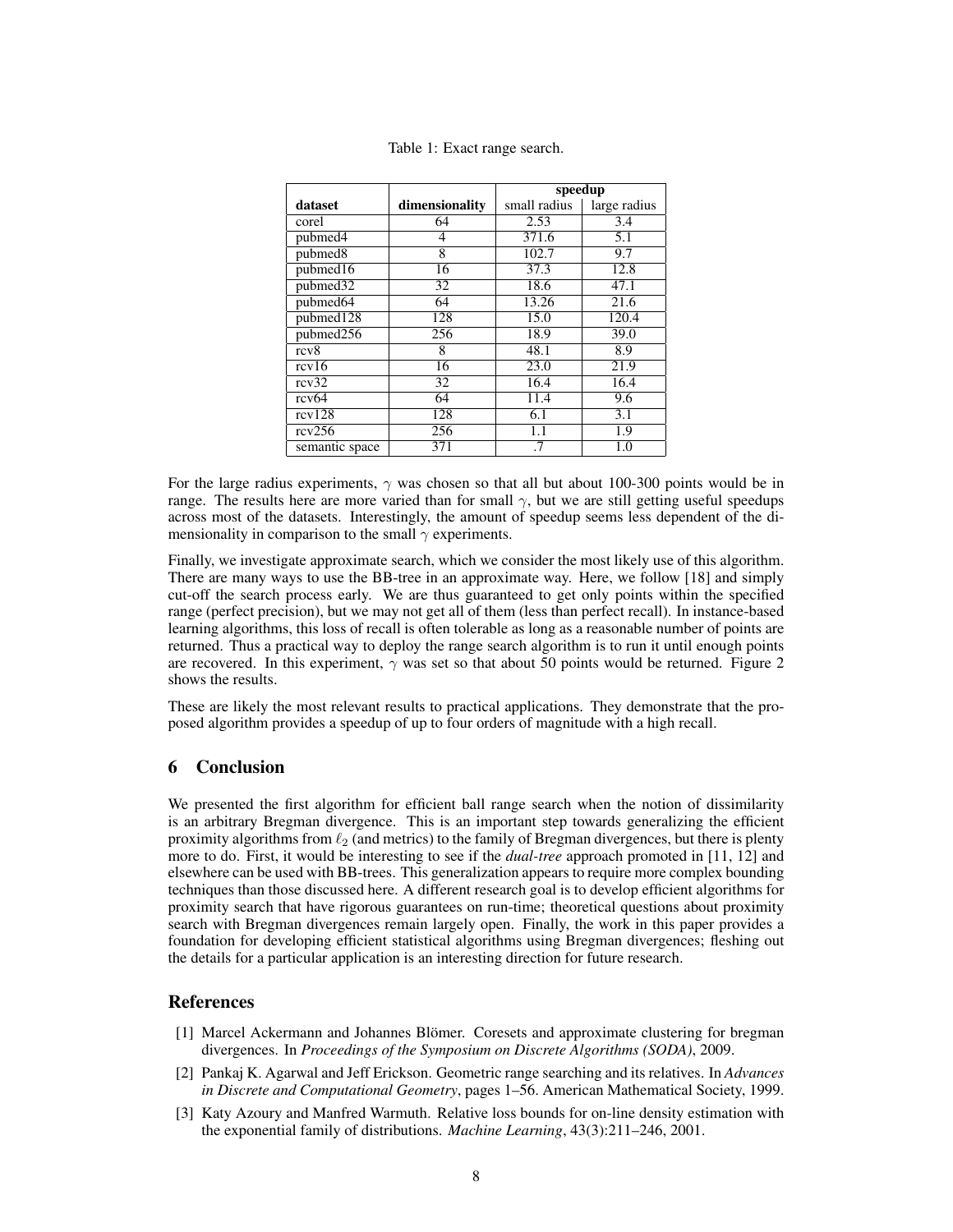Table 1: Exact range search.

| dataset | dimensionality | speedup | |
|---|---|---|---|
| | | small radius | large radius |
| corel | 64 | 2.53 | 3.4 |
| pubmed4 | 4 | 371.6 | 5.1 |
| pubmed8 | 8 | 102.7 | 9.7 |
| pubmed16 | 16 | 37.3 | 12.8 |
| pubmed32 | 32 | 18.6 | 47.1 |
| pubmed64 | 64 | 13.26 | 21.6 |
| pubmed128 | 128 | 15.0 | 120.4 |
| pubmed256 | 256 | 18.9 | 39.0 |
| rcv8 | 8 | 48.1 | 8.9 |
| rcv16 | 16 | 23.0 | 21.9 |
| rcv32 | 32 | 16.4 | 16.4 |
| rcv64 | 64 | 11.4 | 9.6 |
| rcv128 | 128 | 6.1 | 3.1 |
| rcv256 | 256 | 1.1 | 1.9 |
| semantic space | 371 | .7 | 1.0 |

For the large radius experiments, $\gamma$ was chosen so that all but about 100-300 points would be in range. The results here are more varied than for small $\gamma$, but we are still getting useful speedups across most of the datasets. Interestingly, the amount of speedup seems less dependent of the dimensionality in comparison to the small $\gamma$ experiments.

Finally, we investigate approximate search, which we consider the most likely use of this algorithm. There are many ways to use the BB-tree in an approximate way. Here, we follow [18] and simply cut-off the search process early. We are thus guaranteed to get only points within the specified range (perfect precision), but we may not get all of them (less than perfect recall). In instance-based learning algorithms, this loss of recall is often tolerable as long as a reasonable number of points are returned. Thus a practical way to deploy the range search algorithm is to run it until enough points are recovered. In this experiment, $\gamma$ was set so that about 50 points would be returned. Figure 2 shows the results.

These are likely the most relevant results to practical applications. They demonstrate that the proposed algorithm provides a speedup of up to four orders of magnitude with a high recall.

## 6 Conclusion

We presented the first algorithm for efficient ball range search when the notion of dissimilarity is an arbitrary Bregman divergence. This is an important step towards generalizing the efficient proximity algorithms from $\ell_2$ (and metrics) to the family of Bregman divergences, but there is plenty more to do. First, it would be interesting to see if the *dual-tree* approach promoted in [11, 12] and elsewhere can be used with BB-trees. This generalization appears to require more complex bounding techniques than those discussed here. A different research goal is to develop efficient algorithms for proximity search that have rigorous guarantees on run-time; theoretical questions about proximity search with Bregman divergences remain largely open. Finally, the work in this paper provides a foundation for developing efficient statistical algorithms using Bregman divergences; fleshing out the details for a particular application is an interesting direction for future research.

## References

[1] Marcel Ackermann and Johannes Blömer. Coresets and approximate clustering for bregman divergences. In *Proceedings of the Symposium on Discrete Algorithms (SODA)*, 2009.

[2] Pankaj K. Agarwal and Jeff Erickson. Geometric range searching and its relatives. In *Advances in Discrete and Computational Geometry*, pages 1–56. American Mathematical Society, 1999.

[3] Katy Azoury and Manfred Warmuth. Relative loss bounds for on-line density estimation with the exponential family of distributions. *Machine Learning*, 43(3):211–246, 2001.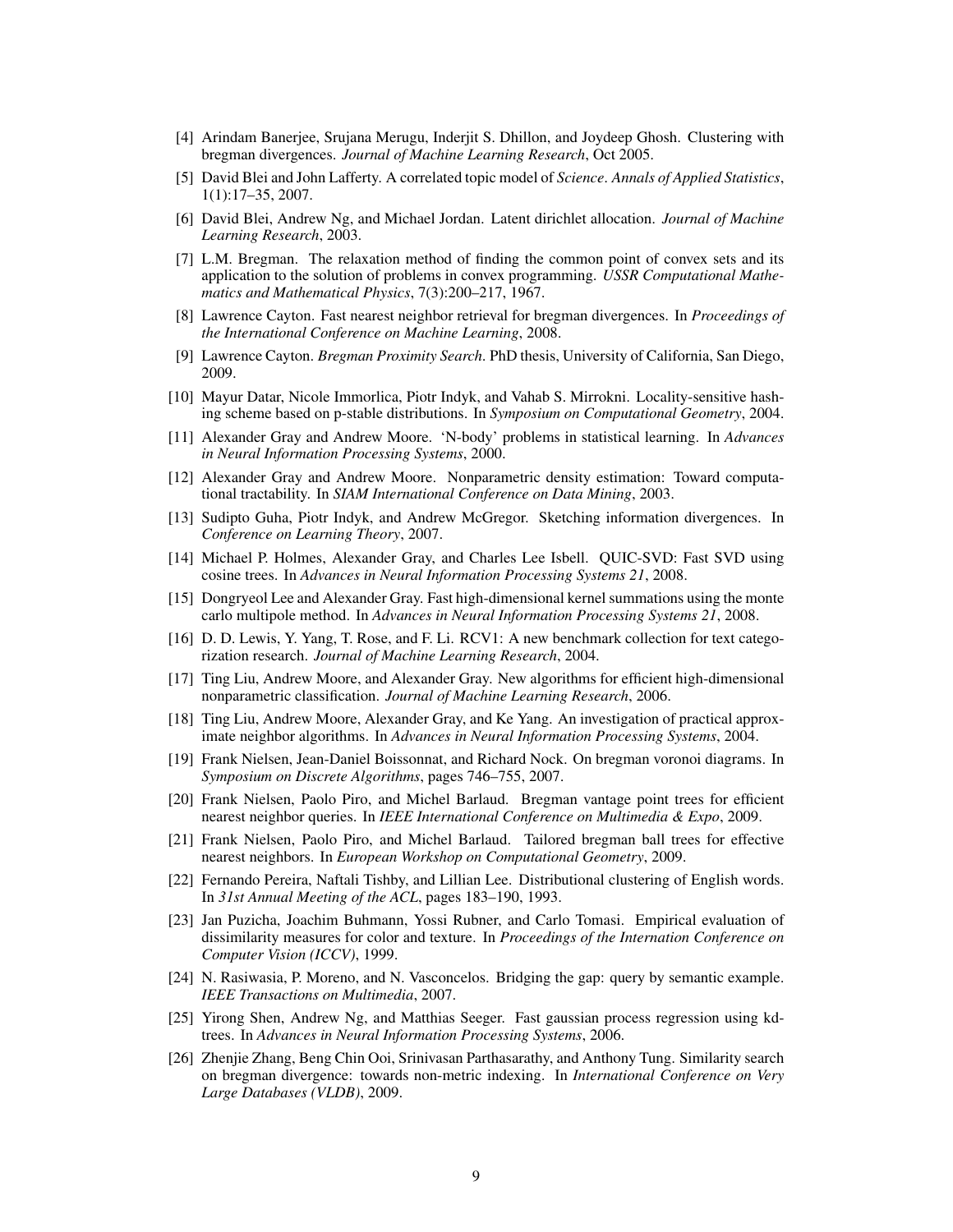[4] Arindam Banerjee, Srujana Merugu, Inderjit S. Dhillon, and Joydeep Ghosh. Clustering with bregman divergences. *Journal of Machine Learning Research*, Oct 2005.

[5] David Blei and John Lafferty. A correlated topic model of *Science*. *Annals of Applied Statistics*, 1(1):17–35, 2007.

[6] David Blei, Andrew Ng, and Michael Jordan. Latent dirichlet allocation. *Journal of Machine Learning Research*, 2003.

[7] L.M. Bregman. The relaxation method of finding the common point of convex sets and its application to the solution of problems in convex programming. *USSR Computational Mathematics and Mathematical Physics*, 7(3):200–217, 1967.

[8] Lawrence Cayton. Fast nearest neighbor retrieval for bregman divergences. In *Proceedings of the International Conference on Machine Learning*, 2008.

[9] Lawrence Cayton. *Bregman Proximity Search*. PhD thesis, University of California, San Diego, 2009.

[10] Mayur Datar, Nicole Immorlica, Piotr Indyk, and Vahab S. Mirrokni. Locality-sensitive hashing scheme based on p-stable distributions. In *Symposium on Computational Geometry*, 2004.

[11] Alexander Gray and Andrew Moore. 'N-body' problems in statistical learning. In *Advances in Neural Information Processing Systems*, 2000.

[12] Alexander Gray and Andrew Moore. Nonparametric density estimation: Toward computational tractability. In *SIAM International Conference on Data Mining*, 2003.

[13] Sudipto Guha, Piotr Indyk, and Andrew McGregor. Sketching information divergences. In *Conference on Learning Theory*, 2007.

[14] Michael P. Holmes, Alexander Gray, and Charles Lee Isbell. QUIC-SVD: Fast SVD using cosine trees. In *Advances in Neural Information Processing Systems 21*, 2008.

[15] Dongryeol Lee and Alexander Gray. Fast high-dimensional kernel summations using the monte carlo multipole method. In *Advances in Neural Information Processing Systems 21*, 2008.

[16] D. D. Lewis, Y. Yang, T. Rose, and F. Li. RCV1: A new benchmark collection for text categorization research. *Journal of Machine Learning Research*, 2004.

[17] Ting Liu, Andrew Moore, and Alexander Gray. New algorithms for efficient high-dimensional nonparametric classification. *Journal of Machine Learning Research*, 2006.

[18] Ting Liu, Andrew Moore, Alexander Gray, and Ke Yang. An investigation of practical approximate neighbor algorithms. In *Advances in Neural Information Processing Systems*, 2004.

[19] Frank Nielsen, Jean-Daniel Boissonnat, and Richard Nock. On bregman voronoi diagrams. In *Symposium on Discrete Algorithms*, pages 746–755, 2007.

[20] Frank Nielsen, Paolo Piro, and Michel Barlaud. Bregman vantage point trees for efficient nearest neighbor queries. In *IEEE International Conference on Multimedia & Expo*, 2009.

[21] Frank Nielsen, Paolo Piro, and Michel Barlaud. Tailored bregman ball trees for effective nearest neighbors. In *European Workshop on Computational Geometry*, 2009.

[22] Fernando Pereira, Naftali Tishby, and Lillian Lee. Distributional clustering of English words. In *31st Annual Meeting of the ACL*, pages 183–190, 1993.

[23] Jan Puzicha, Joachim Buhmann, Yossi Rubner, and Carlo Tomasi. Empirical evaluation of dissimilarity measures for color and texture. In *Proceedings of the Internation Conference on Computer Vision (ICCV)*, 1999.

[24] N. Rasiwasia, P. Moreno, and N. Vasconcelos. Bridging the gap: query by semantic example. *IEEE Transactions on Multimedia*, 2007.

[25] Yirong Shen, Andrew Ng, and Matthias Seeger. Fast gaussian process regression using kd-trees. In *Advances in Neural Information Processing Systems*, 2006.

[26] Zhenjie Zhang, Beng Chin Ooi, Srinivasan Parthasarathy, and Anthony Tung. Similarity search on bregman divergence: towards non-metric indexing. In *International Conference on Very Large Databases (VLDB)*, 2009.